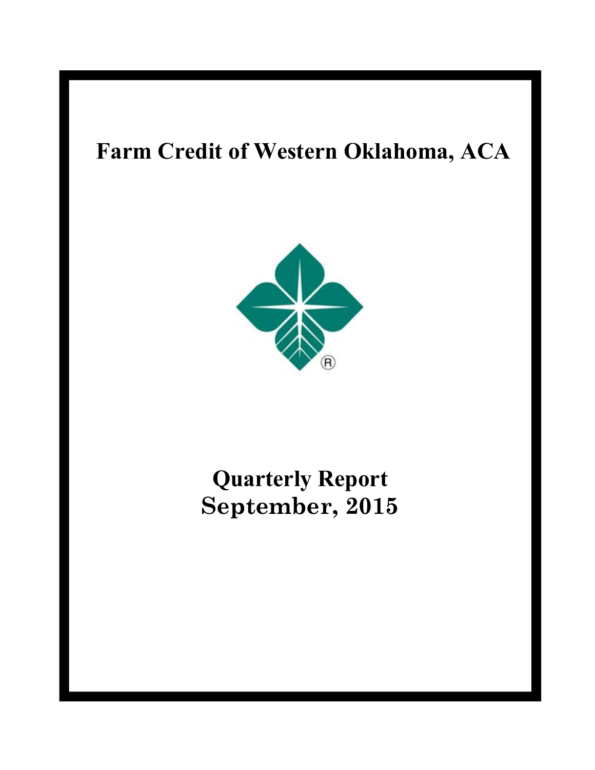# Farm Credit of Western Oklahoma, ACA

# Quarterly Report
# September, 2015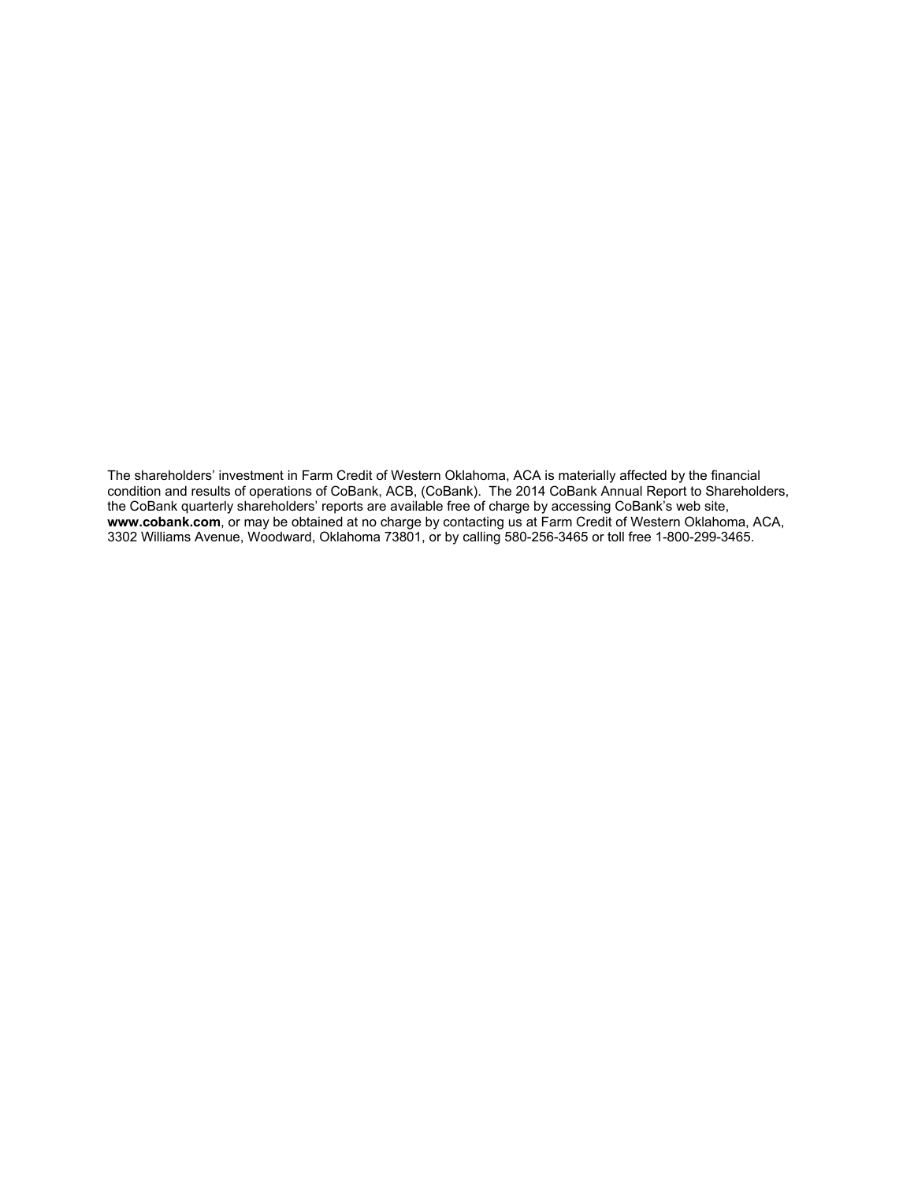The shareholders' investment in Farm Credit of Western Oklahoma, ACA is materially affected by the financial condition and results of operations of CoBank, ACB, (CoBank). The 2014 CoBank Annual Report to Shareholders, the CoBank quarterly shareholders' reports are available free of charge by accessing CoBank's web site, **www.cobank.com**, or may be obtained at no charge by contacting us at Farm Credit of Western Oklahoma, ACA, 3302 Williams Avenue, Woodward, Oklahoma 73801, or by calling 580-256-3465 or toll free 1-800-299-3465.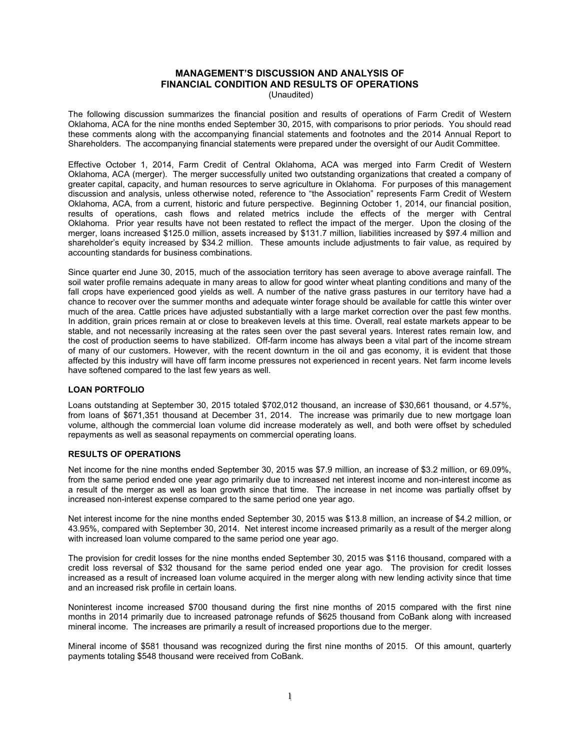# MANAGEMENT'S DISCUSSION AND ANALYSIS OF FINANCIAL CONDITION AND RESULTS OF OPERATIONS

(Unaudited)

The following discussion summarizes the financial position and results of operations of Farm Credit of Western Oklahoma, ACA for the nine months ended September 30, 2015, with comparisons to prior periods. You should read these comments along with the accompanying financial statements and footnotes and the 2014 Annual Report to Shareholders. The accompanying financial statements were prepared under the oversight of our Audit Committee.

Effective October 1, 2014, Farm Credit of Central Oklahoma, ACA was merged into Farm Credit of Western Oklahoma, ACA (merger). The merger successfully united two outstanding organizations that created a company of greater capital, capacity, and human resources to serve agriculture in Oklahoma. For purposes of this management discussion and analysis, unless otherwise noted, reference to "the Association" represents Farm Credit of Western Oklahoma, ACA, from a current, historic and future perspective. Beginning October 1, 2014, our financial position, results of operations, cash flows and related metrics include the effects of the merger with Central Oklahoma. Prior year results have not been restated to reflect the impact of the merger. Upon the closing of the merger, loans increased $125.0 million, assets increased by $131.7 million, liabilities increased by $97.4 million and shareholder's equity increased by $34.2 million. These amounts include adjustments to fair value, as required by accounting standards for business combinations.

Since quarter end June 30, 2015, much of the association territory has seen average to above average rainfall. The soil water profile remains adequate in many areas to allow for good winter wheat planting conditions and many of the fall crops have experienced good yields as well. A number of the native grass pastures in our territory have had a chance to recover over the summer months and adequate winter forage should be available for cattle this winter over much of the area. Cattle prices have adjusted substantially with a large market correction over the past few months. In addition, grain prices remain at or close to breakeven levels at this time. Overall, real estate markets appear to be stable, and not necessarily increasing at the rates seen over the past several years. Interest rates remain low, and the cost of production seems to have stabilized. Off-farm income has always been a vital part of the income stream of many of our customers. However, with the recent downturn in the oil and gas economy, it is evident that those affected by this industry will have off farm income pressures not experienced in recent years. Net farm income levels have softened compared to the last few years as well.

## LOAN PORTFOLIO

Loans outstanding at September 30, 2015 totaled $702,012 thousand, an increase of $30,661 thousand, or 4.57%, from loans of $671,351 thousand at December 31, 2014. The increase was primarily due to new mortgage loan volume, although the commercial loan volume did increase moderately as well, and both were offset by scheduled repayments as well as seasonal repayments on commercial operating loans.

## RESULTS OF OPERATIONS

Net income for the nine months ended September 30, 2015 was $7.9 million, an increase of $3.2 million, or 69.09%, from the same period ended one year ago primarily due to increased net interest income and non-interest income as a result of the merger as well as loan growth since that time. The increase in net income was partially offset by increased non-interest expense compared to the same period one year ago.

Net interest income for the nine months ended September 30, 2015 was $13.8 million, an increase of $4.2 million, or 43.95%, compared with September 30, 2014. Net interest income increased primarily as a result of the merger along with increased loan volume compared to the same period one year ago.

The provision for credit losses for the nine months ended September 30, 2015 was $116 thousand, compared with a credit loss reversal of $32 thousand for the same period ended one year ago. The provision for credit losses increased as a result of increased loan volume acquired in the merger along with new lending activity since that time and an increased risk profile in certain loans.

Noninterest income increased $700 thousand during the first nine months of 2015 compared with the first nine months in 2014 primarily due to increased patronage refunds of $625 thousand from CoBank along with increased mineral income. The increases are primarily a result of increased proportions due to the merger.

Mineral income of $581 thousand was recognized during the first nine months of 2015. Of this amount, quarterly payments totaling $548 thousand were received from CoBank.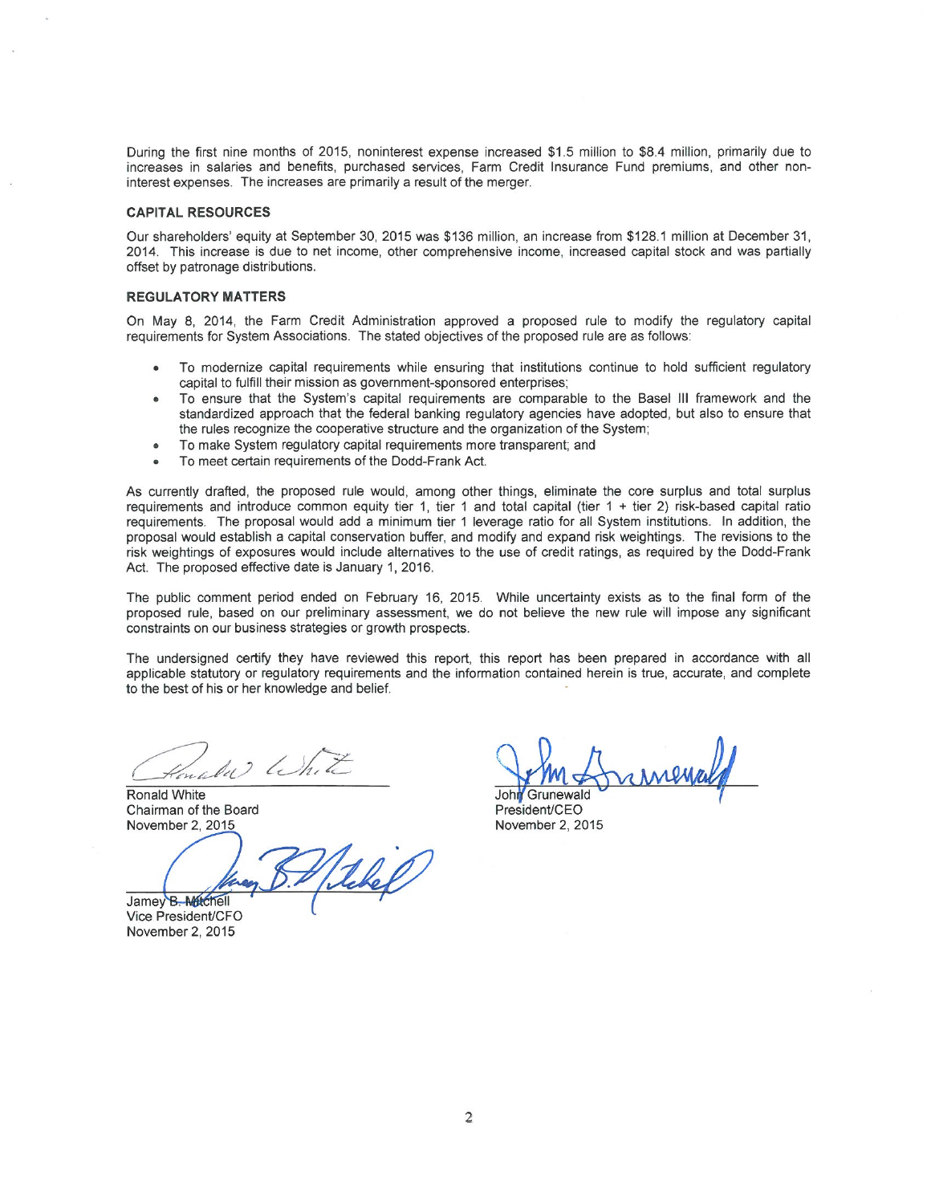During the first nine months of 2015, noninterest expense increased $1.5 million to $8.4 million, primarily due to increases in salaries and benefits, purchased services, Farm Credit Insurance Fund premiums, and other non-interest expenses. The increases are primarily a result of the merger.

## CAPITAL RESOURCES

Our shareholders' equity at September 30, 2015 was $136 million, an increase from $128.1 million at December 31, 2014. This increase is due to net income, other comprehensive income, increased capital stock and was partially offset by patronage distributions.

## REGULATORY MATTERS

On May 8, 2014, the Farm Credit Administration approved a proposed rule to modify the regulatory capital requirements for System Associations. The stated objectives of the proposed rule are as follows:

- To modernize capital requirements while ensuring that institutions continue to hold sufficient regulatory capital to fulfill their mission as government-sponsored enterprises;
- To ensure that the System's capital requirements are comparable to the Basel III framework and the standardized approach that the federal banking regulatory agencies have adopted, but also to ensure that the rules recognize the cooperative structure and the organization of the System;
- To make System regulatory capital requirements more transparent; and
- To meet certain requirements of the Dodd-Frank Act.

As currently drafted, the proposed rule would, among other things, eliminate the core surplus and total surplus requirements and introduce common equity tier 1, tier 1 and total capital (tier 1 + tier 2) risk-based capital ratio requirements. The proposal would add a minimum tier 1 leverage ratio for all System institutions. In addition, the proposal would establish a capital conservation buffer, and modify and expand risk weightings. The revisions to the risk weightings of exposures would include alternatives to the use of credit ratings, as required by the Dodd-Frank Act. The proposed effective date is January 1, 2016.

The public comment period ended on February 16, 2015. While uncertainty exists as to the final form of the proposed rule, based on our preliminary assessment, we do not believe the new rule will impose any significant constraints on our business strategies or growth prospects.

The undersigned certify they have reviewed this report, this report has been prepared in accordance with all applicable statutory or regulatory requirements and the information contained herein is true, accurate, and complete to the best of his or her knowledge and belief.

Ronald White
Chairman of the Board
November 2, 2015

John Grunewald
President/CEO
November 2, 2015

Jamey B. Mitchell
Vice President/CFO
November 2, 2015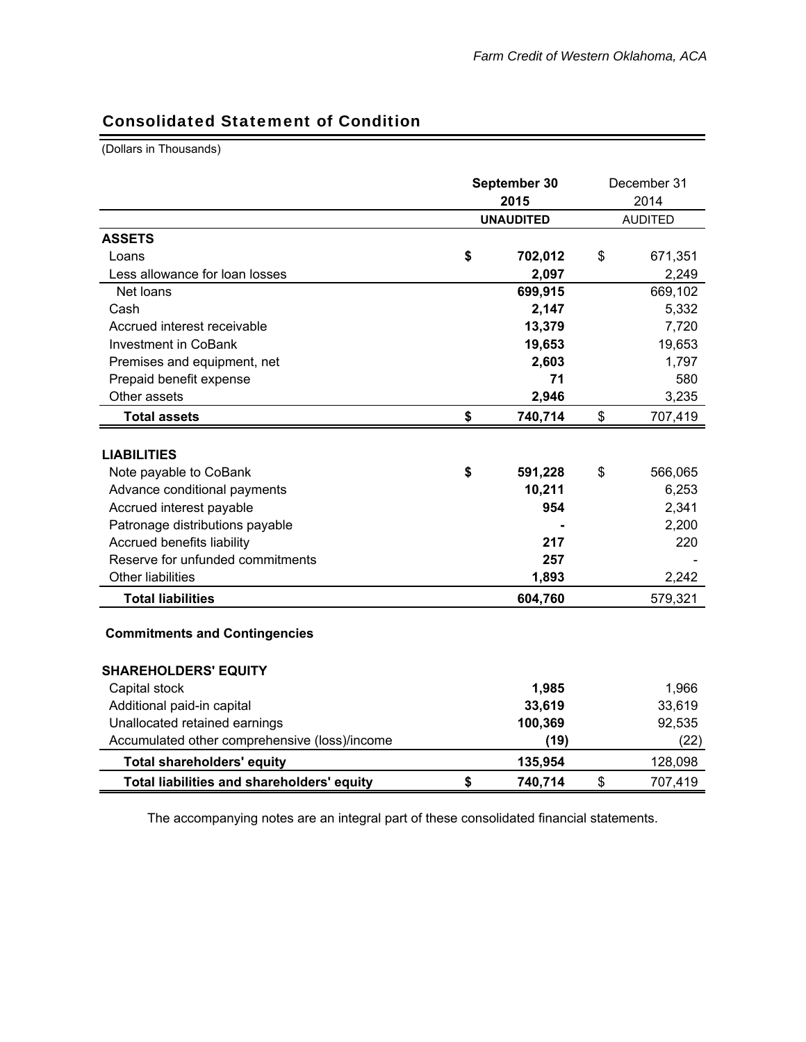## Consolidated Statement of Condition

(Dollars in Thousands)

| | September 30 2015 UNAUDITED | December 31 2014 AUDITED |
|---|---|---|
| **ASSETS** | | |
| Loans | **$ 702,012** | $ 671,351 |
| Less allowance for loan losses | **2,097** | 2,249 |
| Net loans | **699,915** | 669,102 |
| Cash | **2,147** | 5,332 |
| Accrued interest receivable | **13,379** | 7,720 |
| Investment in CoBank | **19,653** | 19,653 |
| Premises and equipment, net | **2,603** | 1,797 |
| Prepaid benefit expense | **71** | 580 |
| Other assets | **2,946** | 3,235 |
| **Total assets** | **$ 740,714** | $ 707,419 |
| | | |
| **LIABILITIES** | | |
| Note payable to CoBank | **$ 591,228** | $ 566,065 |
| Advance conditional payments | **10,211** | 6,253 |
| Accrued interest payable | **954** | 2,341 |
| Patronage distributions payable | **-** | 2,200 |
| Accrued benefits liability | **217** | 220 |
| Reserve for unfunded commitments | **257** | - |
| Other liabilities | **1,893** | 2,242 |
| **Total liabilities** | **604,760** | 579,321 |
| | | |
| **Commitments and Contingencies** | | |
| | | |
| **SHAREHOLDERS' EQUITY** | | |
| Capital stock | **1,985** | 1,966 |
| Additional paid-in capital | **33,619** | 33,619 |
| Unallocated retained earnings | **100,369** | 92,535 |
| Accumulated other comprehensive (loss)/income | **(19)** | (22) |
| **Total shareholders' equity** | **135,954** | 128,098 |
| **Total liabilities and shareholders' equity** | **$ 740,714** | $ 707,419 |

The accompanying notes are an integral part of these consolidated financial statements.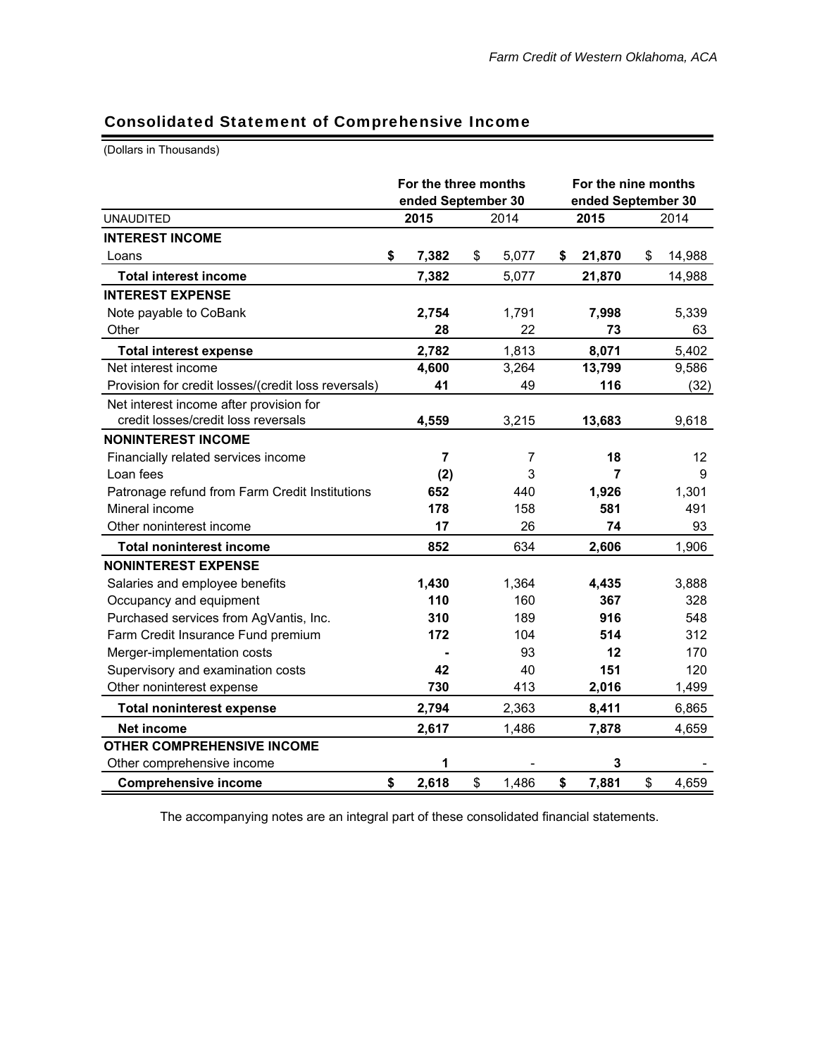## Consolidated Statement of Comprehensive Income

(Dollars in Thousands)

| UNAUDITED | For the three months ended September 30 2015 | For the three months ended September 30 2014 | For the nine months ended September 30 2015 | For the nine months ended September 30 2014 |
|---|---|---|---|---|
| **INTEREST INCOME** | | | | |
| Loans | **$ 7,382** | $ 5,077 | **$ 21,870** | $ 14,988 |
| **Total interest income** | **7,382** | 5,077 | **21,870** | 14,988 |
| **INTEREST EXPENSE** | | | | |
| Note payable to CoBank | **2,754** | 1,791 | **7,998** | 5,339 |
| Other | **28** | 22 | **73** | 63 |
| **Total interest expense** | **2,782** | 1,813 | **8,071** | 5,402 |
| Net interest income | **4,600** | 3,264 | **13,799** | 9,586 |
| Provision for credit losses/(credit loss reversals) | **41** | 49 | **116** | (32) |
| Net interest income after provision for credit losses/credit loss reversals | **4,559** | 3,215 | **13,683** | 9,618 |
| **NONINTEREST INCOME** | | | | |
| Financially related services income | **7** | 7 | **18** | 12 |
| Loan fees | **(2)** | 3 | **7** | 9 |
| Patronage refund from Farm Credit Institutions | **652** | 440 | **1,926** | 1,301 |
| Mineral income | **178** | 158 | **581** | 491 |
| Other noninterest income | **17** | 26 | **74** | 93 |
| **Total noninterest income** | **852** | 634 | **2,606** | 1,906 |
| **NONINTEREST EXPENSE** | | | | |
| Salaries and employee benefits | **1,430** | 1,364 | **4,435** | 3,888 |
| Occupancy and equipment | **110** | 160 | **367** | 328 |
| Purchased services from AgVantis, Inc. | **310** | 189 | **916** | 548 |
| Farm Credit Insurance Fund premium | **172** | 104 | **514** | 312 |
| Merger-implementation costs | **-** | 93 | **12** | 170 |
| Supervisory and examination costs | **42** | 40 | **151** | 120 |
| Other noninterest expense | **730** | 413 | **2,016** | 1,499 |
| **Total noninterest expense** | **2,794** | 2,363 | **8,411** | 6,865 |
| **Net income** | **2,617** | 1,486 | **7,878** | 4,659 |
| **OTHER COMPREHENSIVE INCOME** | | | | |
| Other comprehensive income | **1** | - | **3** | - |
| **Comprehensive income** | **$ 2,618** | $ 1,486 | **$ 7,881** | $ 4,659 |

The accompanying notes are an integral part of these consolidated financial statements.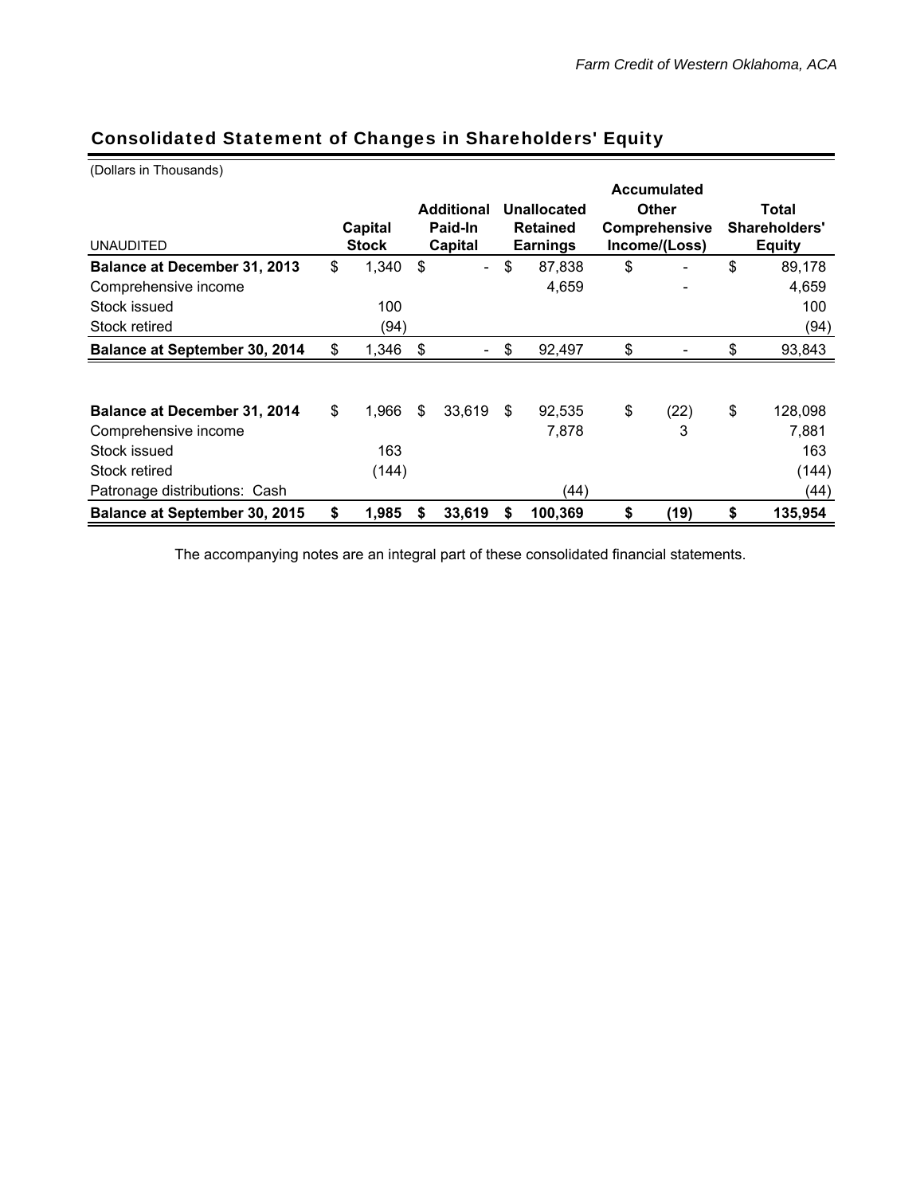## Consolidated Statement of Changes in Shareholders' Equity

(Dollars in Thousands)

| UNAUDITED | Capital Stock | Additional Paid-In Capital | Unallocated Retained Earnings | Accumulated Other Comprehensive Income/(Loss) | Total Shareholders' Equity |
|---|---|---|---|---|---|
| **Balance at December 31, 2013** | $ 1,340 | $ - | $ 87,838 | $ - | $ 89,178 |
| Comprehensive income | | | 4,659 | - | 4,659 |
| Stock issued | 100 | | | | 100 |
| Stock retired | (94) | | | | (94) |
| **Balance at September 30, 2014** | $ 1,346 | $ - | $ 92,497 | $ - | $ 93,843 |
| | | | | | |
| **Balance at December 31, 2014** | $ 1,966 | $ 33,619 | $ 92,535 | $ (22) | $ 128,098 |
| Comprehensive income | | | 7,878 | 3 | 7,881 |
| Stock issued | 163 | | | | 163 |
| Stock retired | (144) | | | | (144) |
| Patronage distributions: Cash | | | (44) | | (44) |
| **Balance at September 30, 2015** | **$ 1,985** | **$ 33,619** | **$ 100,369** | **$ (19)** | **$ 135,954** |

The accompanying notes are an integral part of these consolidated financial statements.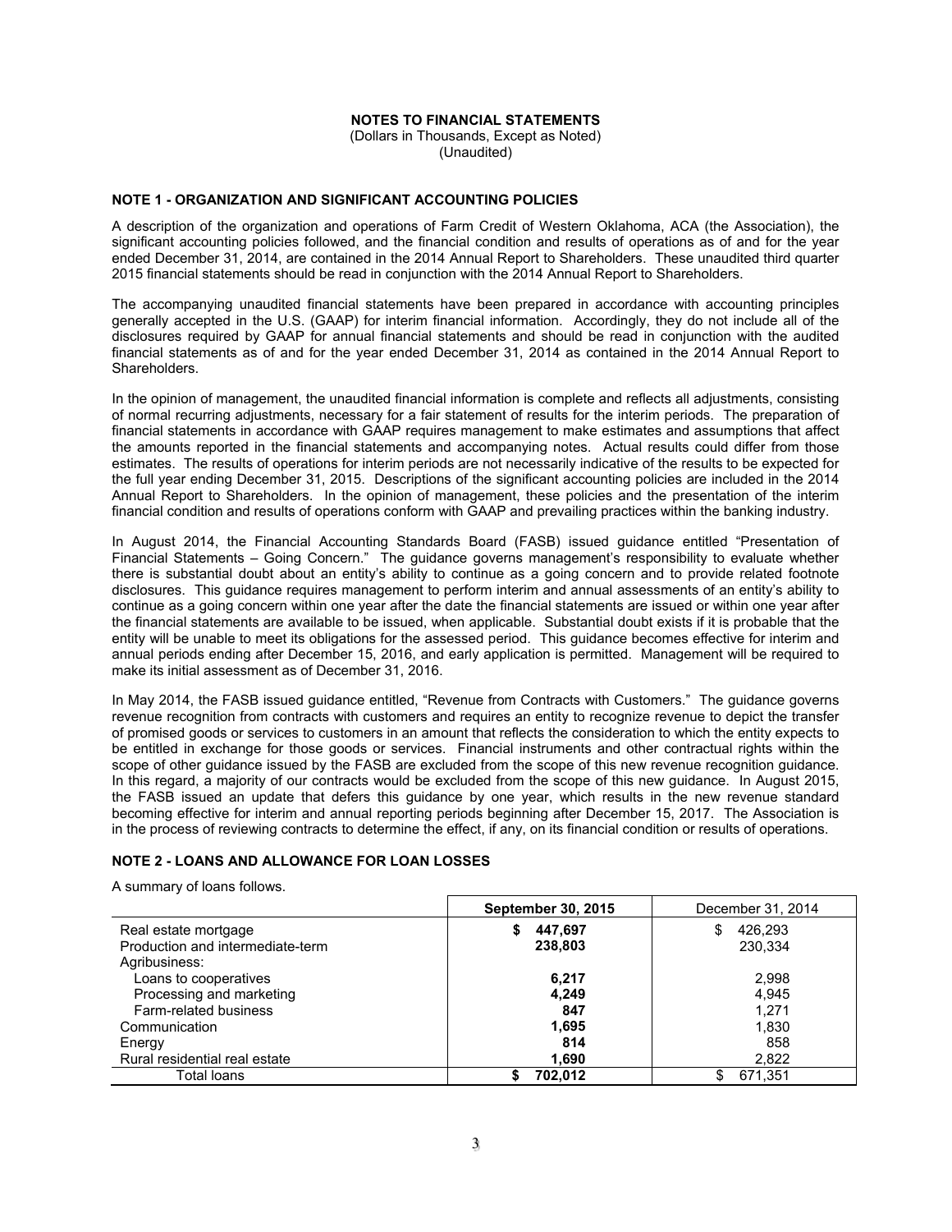**NOTES TO FINANCIAL STATEMENTS**
(Dollars in Thousands, Except as Noted)
(Unaudited)

**NOTE 1 - ORGANIZATION AND SIGNIFICANT ACCOUNTING POLICIES**

A description of the organization and operations of Farm Credit of Western Oklahoma, ACA (the Association), the significant accounting policies followed, and the financial condition and results of operations as of and for the year ended December 31, 2014, are contained in the 2014 Annual Report to Shareholders. These unaudited third quarter 2015 financial statements should be read in conjunction with the 2014 Annual Report to Shareholders.

The accompanying unaudited financial statements have been prepared in accordance with accounting principles generally accepted in the U.S. (GAAP) for interim financial information. Accordingly, they do not include all of the disclosures required by GAAP for annual financial statements and should be read in conjunction with the audited financial statements as of and for the year ended December 31, 2014 as contained in the 2014 Annual Report to Shareholders.

In the opinion of management, the unaudited financial information is complete and reflects all adjustments, consisting of normal recurring adjustments, necessary for a fair statement of results for the interim periods. The preparation of financial statements in accordance with GAAP requires management to make estimates and assumptions that affect the amounts reported in the financial statements and accompanying notes. Actual results could differ from those estimates. The results of operations for interim periods are not necessarily indicative of the results to be expected for the full year ending December 31, 2015. Descriptions of the significant accounting policies are included in the 2014 Annual Report to Shareholders. In the opinion of management, these policies and the presentation of the interim financial condition and results of operations conform with GAAP and prevailing practices within the banking industry.

In August 2014, the Financial Accounting Standards Board (FASB) issued guidance entitled "Presentation of Financial Statements – Going Concern." The guidance governs management's responsibility to evaluate whether there is substantial doubt about an entity's ability to continue as a going concern and to provide related footnote disclosures. This guidance requires management to perform interim and annual assessments of an entity's ability to continue as a going concern within one year after the date the financial statements are issued or within one year after the financial statements are available to be issued, when applicable. Substantial doubt exists if it is probable that the entity will be unable to meet its obligations for the assessed period. This guidance becomes effective for interim and annual periods ending after December 15, 2016, and early application is permitted. Management will be required to make its initial assessment as of December 31, 2016.

In May 2014, the FASB issued guidance entitled, "Revenue from Contracts with Customers." The guidance governs revenue recognition from contracts with customers and requires an entity to recognize revenue to depict the transfer of promised goods or services to customers in an amount that reflects the consideration to which the entity expects to be entitled in exchange for those goods or services. Financial instruments and other contractual rights within the scope of other guidance issued by the FASB are excluded from the scope of this new revenue recognition guidance. In this regard, a majority of our contracts would be excluded from the scope of this new guidance. In August 2015, the FASB issued an update that defers this guidance by one year, which results in the new revenue standard becoming effective for interim and annual reporting periods beginning after December 15, 2017. The Association is in the process of reviewing contracts to determine the effect, if any, on its financial condition or results of operations.

**NOTE 2 - LOANS AND ALLOWANCE FOR LOAN LOSSES**

A summary of loans follows.

| | **September 30, 2015** | December 31, 2014 |
|---|---|---|
| Real estate mortgage | **$ 447,697** | $ 426,293 |
| Production and intermediate-term | **238,803** | 230,334 |
| Agribusiness: | | |
| Loans to cooperatives | **6,217** | 2,998 |
| Processing and marketing | **4,249** | 4,945 |
| Farm-related business | **847** | 1,271 |
| Communication | **1,695** | 1,830 |
| Energy | **814** | 858 |
| Rural residential real estate | **1,690** | 2,822 |
| Total loans | **$ 702,012** | $ 671,351 |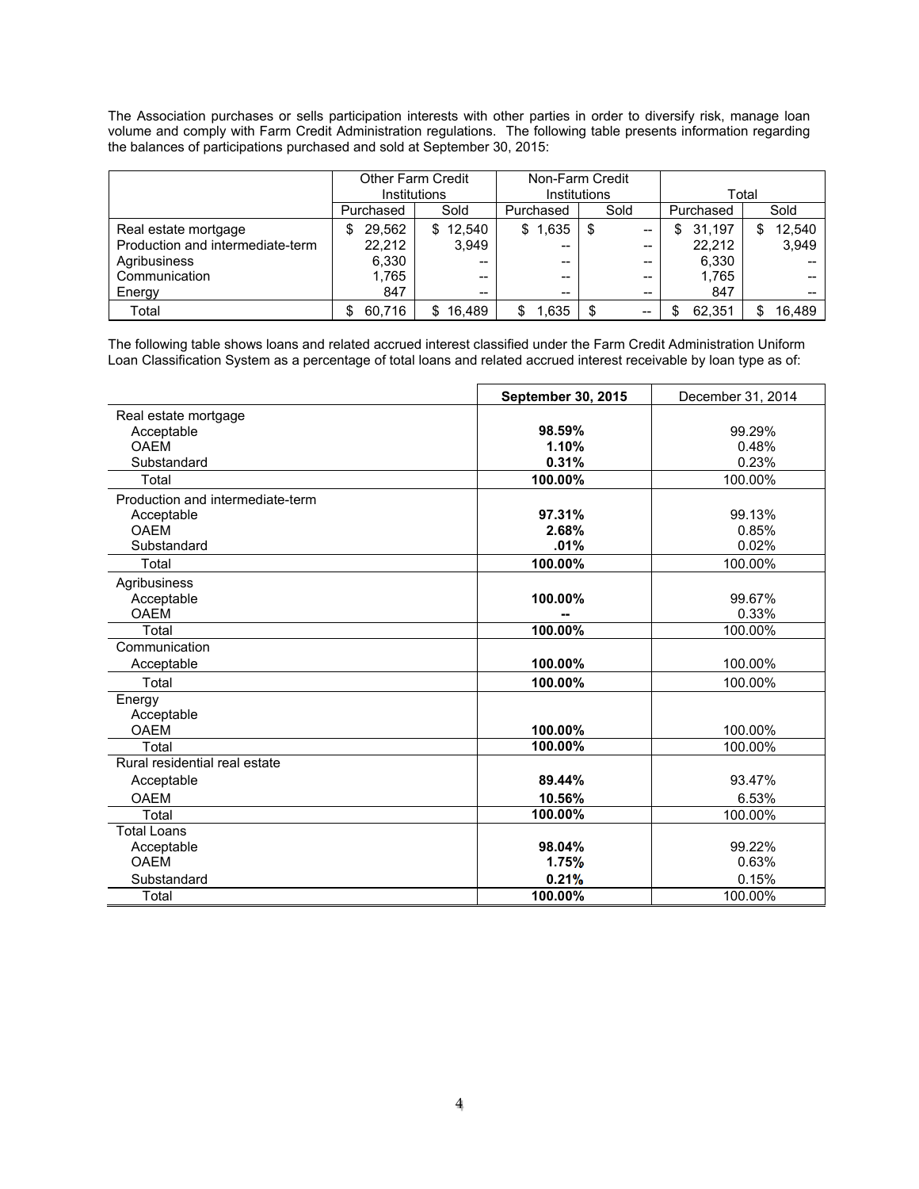The Association purchases or sells participation interests with other parties in order to diversify risk, manage loan volume and comply with Farm Credit Administration regulations. The following table presents information regarding the balances of participations purchased and sold at September 30, 2015:

| | Other Farm Credit Institutions | | Non-Farm Credit Institutions | | Total | |
|---|---|---|---|---|---|---|
| | Purchased | Sold | Purchased | Sold | Purchased | Sold |
| Real estate mortgage | $ 29,562 | $ 12,540 | $ 1,635 | $ -- | $ 31,197 | $ 12,540 |
| Production and intermediate-term | 22,212 | 3,949 | -- | -- | 22,212 | 3,949 |
| Agribusiness | 6,330 | -- | -- | -- | 6,330 | -- |
| Communication | 1,765 | -- | -- | -- | 1,765 | -- |
| Energy | 847 | -- | -- | -- | 847 | -- |
| Total | $ 60,716 | $ 16,489 | $ 1,635 | $ -- | $ 62,351 | $ 16,489 |

The following table shows loans and related accrued interest classified under the Farm Credit Administration Uniform Loan Classification System as a percentage of total loans and related accrued interest receivable by loan type as of:

| | **September 30, 2015** | December 31, 2014 |
|---|---|---|
| Real estate mortgage | | |
| Acceptable | **98.59%** | 99.29% |
| OAEM | **1.10%** | 0.48% |
| Substandard | **0.31%** | 0.23% |
| Total | **100.00%** | 100.00% |
| Production and intermediate-term | | |
| Acceptable | **97.31%** | 99.13% |
| OAEM | **2.68%** | 0.85% |
| Substandard | **.01%** | 0.02% |
| Total | **100.00%** | 100.00% |
| Agribusiness | | |
| Acceptable | **100.00%** | 99.67% |
| OAEM | **--** | 0.33% |
| Total | **100.00%** | 100.00% |
| Communication | | |
| Acceptable | **100.00%** | 100.00% |
| Total | **100.00%** | 100.00% |
| Energy | | |
| Acceptable | | |
| OAEM | **100.00%** | 100.00% |
| Total | **100.00%** | 100.00% |
| Rural residential real estate | | |
| Acceptable | **89.44%** | 93.47% |
| OAEM | **10.56%** | 6.53% |
| Total | **100.00%** | 100.00% |
| Total Loans | | |
| Acceptable | **98.04%** | 99.22% |
| OAEM | **1.75%** | 0.63% |
| Substandard | **0.21%** | 0.15% |
| Total | **100.00%** | 100.00% |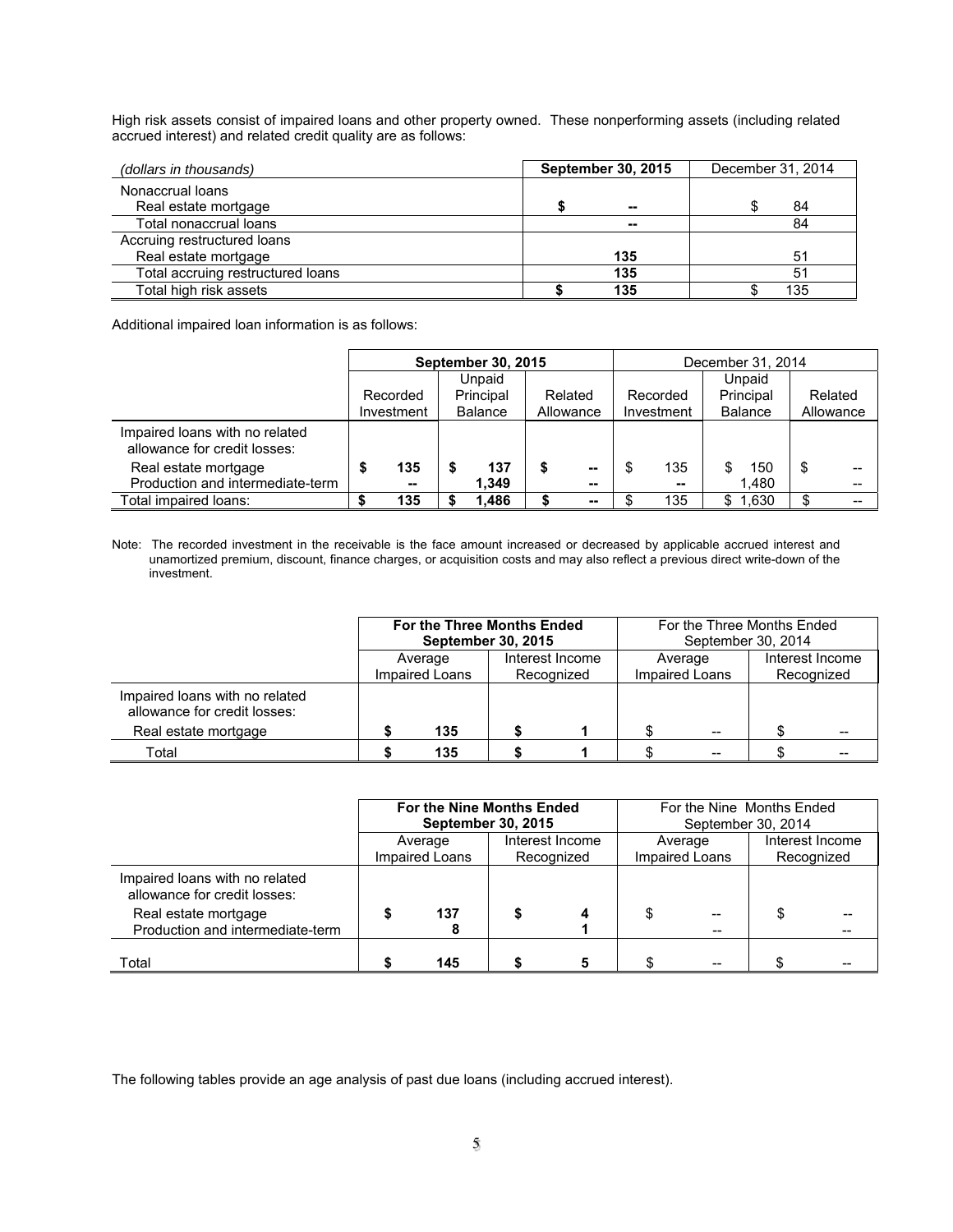High risk assets consist of impaired loans and other property owned. These nonperforming assets (including related accrued interest) and related credit quality are as follows:

| *(dollars in thousands)* | **September 30, 2015** | December 31, 2014 |
|---|---|---|
| Nonaccrual loans | | |
| Real estate mortgage | **$ --** | $ 84 |
| Total nonaccrual loans | **--** | 84 |
| Accruing restructured loans | | |
| Real estate mortgage | **135** | 51 |
| Total accruing restructured loans | **135** | 51 |
| Total high risk assets | **$ 135** | $ 135 |

Additional impaired loan information is as follows:

| | **September 30, 2015** | | | December 31, 2014 | | |
|---|---|---|---|---|---|---|
| | Recorded Investment | Unpaid Principal Balance | Related Allowance | Recorded Investment | Unpaid Principal Balance | Related Allowance |
| Impaired loans with no related allowance for credit losses: | | | | | | |
| Real estate mortgage | **$ 135** | **$ 137** | **$ --** | $ 135 | $ 150 | $ -- |
| Production and intermediate-term | **--** | **1,349** | **--** | -- | 1,480 | -- |
| Total impaired loans: | **$ 135** | **$ 1,486** | **$ --** | $ 135 | $ 1,630 | $ -- |

Note: The recorded investment in the receivable is the face amount increased or decreased by applicable accrued interest and unamortized premium, discount, finance charges, or acquisition costs and may also reflect a previous direct write-down of the investment.

| | **For the Three Months Ended September 30, 2015** | | For the Three Months Ended September 30, 2014 | |
|---|---|---|---|---|
| | Average Impaired Loans | Interest Income Recognized | Average Impaired Loans | Interest Income Recognized |
| Impaired loans with no related allowance for credit losses: | | | | |
| Real estate mortgage | **$ 135** | **$ 1** | $ -- | $ -- |
| Total | **$ 135** | **$ 1** | $ -- | $ -- |

| | **For the Nine Months Ended September 30, 2015** | | For the Nine Months Ended September 30, 2014 | |
|---|---|---|---|---|
| | Average Impaired Loans | Interest Income Recognized | Average Impaired Loans | Interest Income Recognized |
| Impaired loans with no related allowance for credit losses: | | | | |
| Real estate mortgage | **$ 137** | **$ 4** | $ -- | $ -- |
| Production and intermediate-term | **8** | **1** | -- | -- |
| Total | **$ 145** | **$ 5** | $ -- | $ -- |

The following tables provide an age analysis of past due loans (including accrued interest).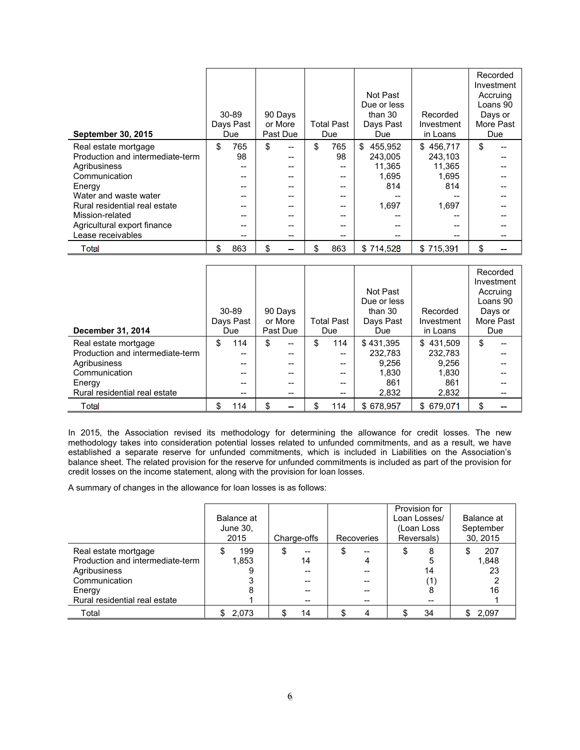| September 30, 2015 | 30-89 Days Past Due | 90 Days or More Past Due | Total Past Due | Not Past Due or less than 30 Days Past Due | Recorded Investment in Loans | Recorded Investment Accruing Loans 90 Days or More Past Due |
|---|---|---|---|---|---|---|
| Real estate mortgage | $ 765 | $ -- | $ 765 | $ 455,952 | $ 456,717 | $ -- |
| Production and intermediate-term | 98 | -- | 98 | 243,005 | 243,103 | -- |
| Agribusiness | -- | -- | -- | 11,365 | 11,365 | -- |
| Communication | -- | -- | -- | 1,695 | 1,695 | -- |
| Energy | -- | -- | -- | 814 | 814 | -- |
| Water and waste water | -- | -- | -- | -- | -- | -- |
| Rural residential real estate | -- | -- | -- | 1,697 | 1,697 | -- |
| Mission-related | -- | -- | -- | -- | -- | -- |
| Agricultural export finance | -- | -- | -- | -- | -- | -- |
| Lease receivables | -- | -- | -- | -- | -- | -- |
| Total | $ 863 | $ -- | $ 863 | $ 714,528 | $ 715,391 | $ -- |

| December 31, 2014 | 30-89 Days Past Due | 90 Days or More Past Due | Total Past Due | Not Past Due or less than 30 Days Past Due | Recorded Investment in Loans | Recorded Investment Accruing Loans 90 Days or More Past Due |
|---|---|---|---|---|---|---|
| Real estate mortgage | $ 114 | $ -- | $ 114 | $ 431,395 | $ 431,509 | $ -- |
| Production and intermediate-term | -- | -- | -- | 232,783 | 232,783 | -- |
| Agribusiness | -- | -- | -- | 9,256 | 9,256 | -- |
| Communication | -- | -- | -- | 1,830 | 1,830 | -- |
| Energy | -- | -- | -- | 861 | 861 | -- |
| Rural residential real estate | -- | -- | -- | 2,832 | 2,832 | -- |
| Total | $ 114 | $ -- | $ 114 | $ 678,957 | $ 679,071 | $ -- |

In 2015, the Association revised its methodology for determining the allowance for credit losses. The new methodology takes into consideration potential losses related to unfunded commitments, and as a result, we have established a separate reserve for unfunded commitments, which is included in Liabilities on the Association's balance sheet. The related provision for the reserve for unfunded commitments is included as part of the provision for credit losses on the income statement, along with the provision for loan losses.

A summary of changes in the allowance for loan losses is as follows:

| | Balance at June 30, 2015 | Charge-offs | Recoveries | Provision for Loan Losses/ (Loan Loss Reversals) | Balance at September 30, 2015 |
|---|---|---|---|---|---|
| Real estate mortgage | $ 199 | $ -- | $ -- | $ 8 | $ 207 |
| Production and intermediate-term | 1,853 | 14 | 4 | 5 | 1,848 |
| Agribusiness | 9 | -- | -- | 14 | 23 |
| Communication | 3 | -- | -- | (1) | 2 |
| Energy | 8 | -- | -- | 8 | 16 |
| Rural residential real estate | 1 | -- | -- | -- | 1 |
| Total | $ 2,073 | $ 14 | $ 4 | $ 34 | $ 2,097 |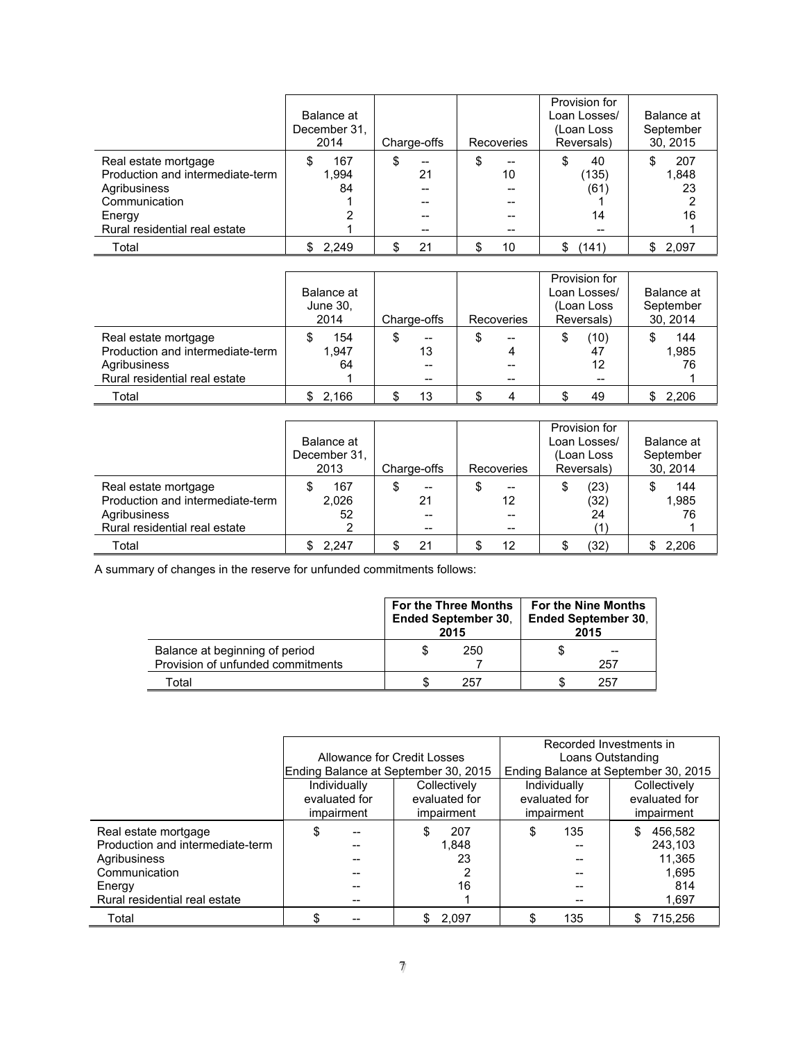| | Balance at December 31, 2014 | Charge-offs | Recoveries | Provision for Loan Losses/ (Loan Loss Reversals) | Balance at September 30, 2015 |
|---|---|---|---|---|---|
| Real estate mortgage | $ 167 | $ -- | $ -- | $ 40 | $ 207 |
| Production and intermediate-term | 1,994 | 21 | 10 | (135) | 1,848 |
| Agribusiness | 84 | -- | -- | (61) | 23 |
| Communication | 1 | -- | -- | 1 | 2 |
| Energy | 2 | -- | -- | 14 | 16 |
| Rural residential real estate | 1 | -- | -- | -- | 1 |
| Total | $ 2,249 | $ 21 | $ 10 | $ (141) | $ 2,097 |

| | Balance at June 30, 2014 | Charge-offs | Recoveries | Provision for Loan Losses/ (Loan Loss Reversals) | Balance at September 30, 2014 |
|---|---|---|---|---|---|
| Real estate mortgage | $ 154 | $ -- | $ -- | $ (10) | $ 144 |
| Production and intermediate-term | 1,947 | 13 | 4 | 47 | 1,985 |
| Agribusiness | 64 | -- | -- | 12 | 76 |
| Rural residential real estate | 1 | -- | -- | -- | 1 |
| Total | $ 2,166 | $ 13 | $ 4 | $ 49 | $ 2,206 |

| | Balance at December 31, 2013 | Charge-offs | Recoveries | Provision for Loan Losses/ (Loan Loss Reversals) | Balance at September 30, 2014 |
|---|---|---|---|---|---|
| Real estate mortgage | $ 167 | $ -- | $ -- | $ (23) | $ 144 |
| Production and intermediate-term | 2,026 | 21 | 12 | (32) | 1,985 |
| Agribusiness | 52 | -- | -- | 24 | 76 |
| Rural residential real estate | 2 | -- | -- | (1) | 1 |
| Total | $ 2,247 | $ 21 | $ 12 | $ (32) | $ 2,206 |

A summary of changes in the reserve for unfunded commitments follows:

| | **For the Three Months Ended September 30, 2015** | **For the Nine Months Ended September 30, 2015** |
|---|---|---|
| Balance at beginning of period | $ 250 | $ -- |
| Provision of unfunded commitments | 7 | 257 |
| Total | $ 257 | $ 257 |

| | Allowance for Credit Losses Ending Balance at September 30, 2015 | | Recorded Investments in Loans Outstanding Ending Balance at September 30, 2015 | |
|---|---|---|---|---|
| | Individually evaluated for impairment | Collectively evaluated for impairment | Individually evaluated for impairment | Collectively evaluated for impairment |
| Real estate mortgage | $ -- | $ 207 | $ 135 | $ 456,582 |
| Production and intermediate-term | -- | 1,848 | -- | 243,103 |
| Agribusiness | -- | 23 | -- | 11,365 |
| Communication | -- | 2 | -- | 1,695 |
| Energy | -- | 16 | -- | 814 |
| Rural residential real estate | -- | 1 | -- | 1,697 |
| Total | $ -- | $ 2,097 | $ 135 | $ 715,256 |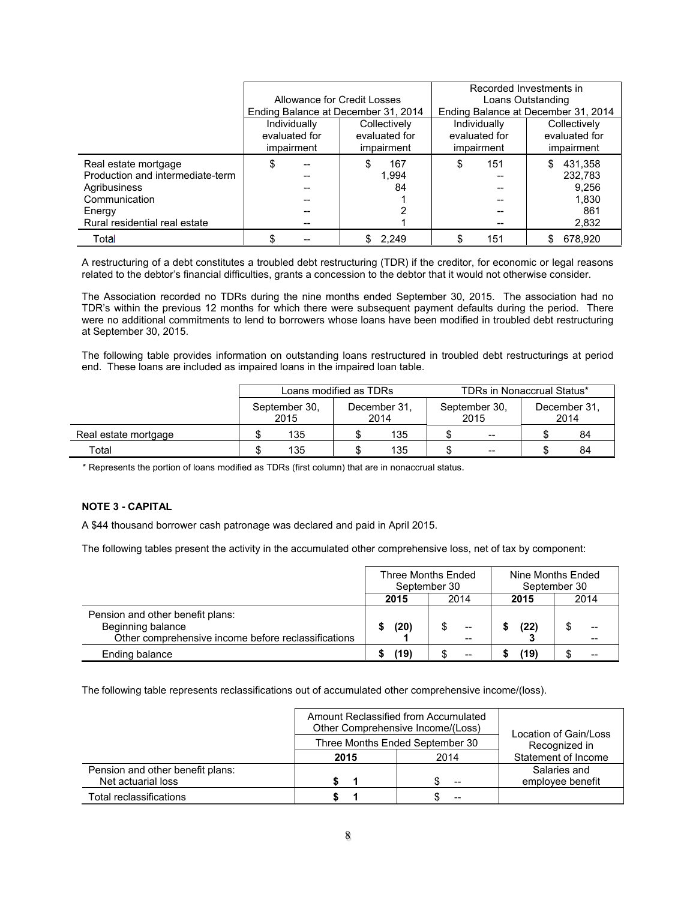| | Allowance for Credit Losses Ending Balance at December 31, 2014 | | Recorded Investments in Loans Outstanding Ending Balance at December 31, 2014 | |
|---|---|---|---|---|
| | Individually evaluated for impairment | Collectively evaluated for impairment | Individually evaluated for impairment | Collectively evaluated for impairment |
| Real estate mortgage | $ -- | $ 167 | $ 151 | $ 431,358 |
| Production and intermediate-term | -- | 1,994 | -- | 232,783 |
| Agribusiness | -- | 84 | -- | 9,256 |
| Communication | -- | 1 | -- | 1,830 |
| Energy | -- | 2 | -- | 861 |
| Rural residential real estate | -- | 1 | -- | 2,832 |
| Total | $ -- | $ 2,249 | $ 151 | $ 678,920 |

A restructuring of a debt constitutes a troubled debt restructuring (TDR) if the creditor, for economic or legal reasons related to the debtor's financial difficulties, grants a concession to the debtor that it would not otherwise consider.

The Association recorded no TDRs during the nine months ended September 30, 2015. The association had no TDR's within the previous 12 months for which there were subsequent payment defaults during the period. There were no additional commitments to lend to borrowers whose loans have been modified in troubled debt restructuring at September 30, 2015.

The following table provides information on outstanding loans restructured in troubled debt restructurings at period end. These loans are included as impaired loans in the impaired loan table.

| | Loans modified as TDRs | | TDRs in Nonaccrual Status* | |
|---|---|---|---|---|
| | September 30, 2015 | December 31, 2014 | September 30, 2015 | December 31, 2014 |
| Real estate mortgage | $ 135 | $ 135 | $ -- | $ 84 |
| Total | $ 135 | $ 135 | $ -- | $ 84 |

\* Represents the portion of loans modified as TDRs (first column) that are in nonaccrual status.

**NOTE 3 - CAPITAL**

A $44 thousand borrower cash patronage was declared and paid in April 2015.

The following tables present the activity in the accumulated other comprehensive loss, net of tax by component:

| | Three Months Ended September 30 | | Nine Months Ended September 30 | |
|---|---|---|---|---|
| | **2015** | 2014 | **2015** | 2014 |
| Pension and other benefit plans: | | | | |
| Beginning balance | **$ (20)** | $ -- | **$ (22)** | $ -- |
| Other comprehensive income before reclassifications | **1** | -- | **3** | -- |
| Ending balance | **$ (19)** | $ -- | **$ (19)** | $ -- |

The following table represents reclassifications out of accumulated other comprehensive income/(loss).

| | Amount Reclassified from Accumulated Other Comprehensive Income/(Loss) Three Months Ended September 30 | | Location of Gain/Loss Recognized in Statement of Income |
|---|---|---|---|
| | **2015** | 2014 | |
| Pension and other benefit plans: Net actuarial loss | **$ 1** | $ -- | Salaries and employee benefit |
| Total reclassifications | **$ 1** | $ -- | |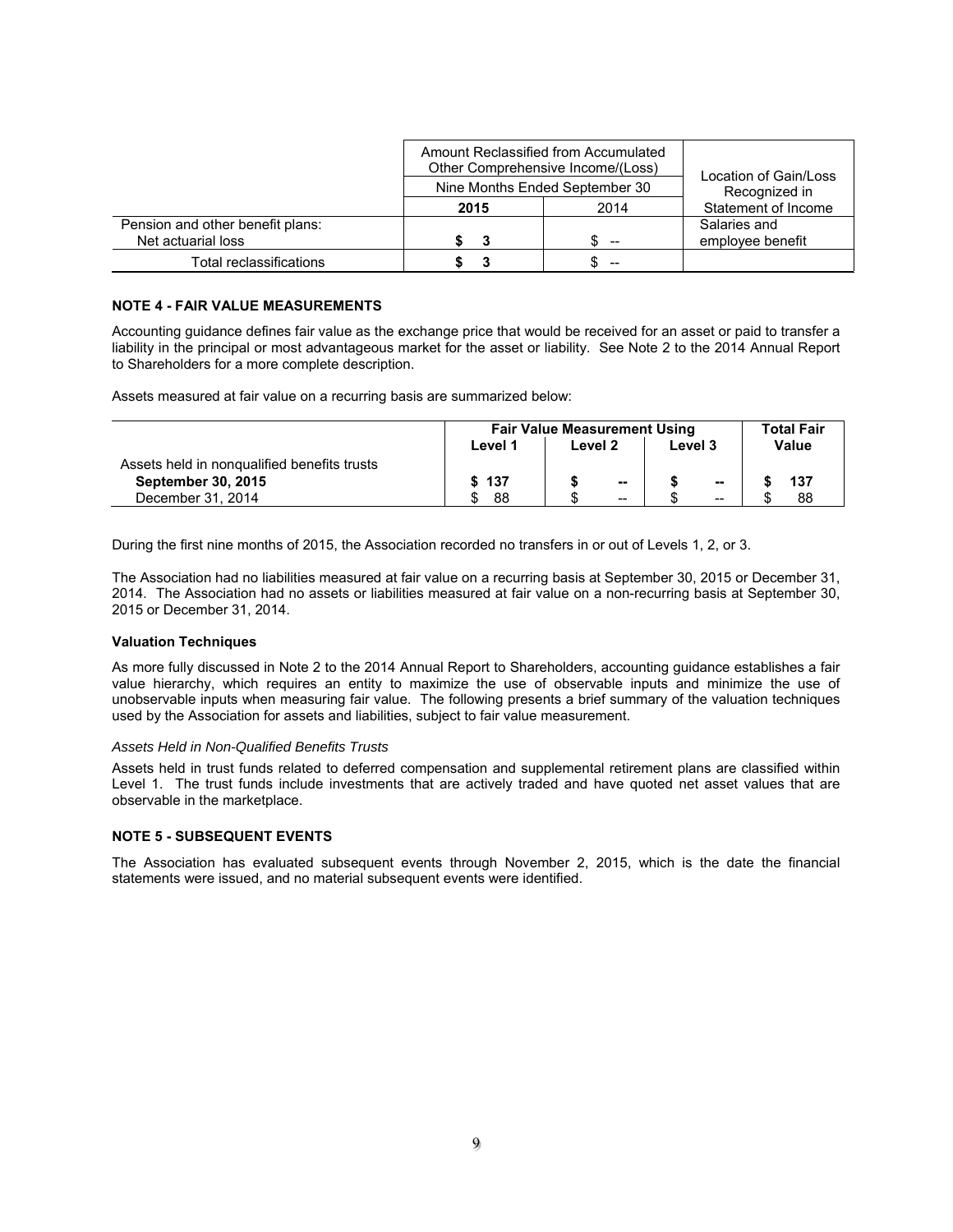| | Amount Reclassified from Accumulated Other Comprehensive Income/(Loss) | | Location of Gain/Loss Recognized in Statement of Income |
|---|---|---|---|
| | Nine Months Ended September 30 | | |
| | **2015** | 2014 | |
| Pension and other benefit plans: | | | |
| Net actuarial loss | **$ 3** | $ -- | Salaries and employee benefit |
| Total reclassifications | **$ 3** | $ -- | |

**NOTE 4 - FAIR VALUE MEASUREMENTS**

Accounting guidance defines fair value as the exchange price that would be received for an asset or paid to transfer a liability in the principal or most advantageous market for the asset or liability. See Note 2 to the 2014 Annual Report to Shareholders for a more complete description.

Assets measured at fair value on a recurring basis are summarized below:

| | Fair Value Measurement Using | | | Total Fair Value |
|---|---|---|---|---|
| | Level 1 | Level 2 | Level 3 | |
| Assets held in nonqualified benefits trusts | | | | |
| **September 30, 2015** | **$ 137** | **$ --** | **$ --** | **$ 137** |
| December 31, 2014 | $ 88 | $ -- | $ -- | $ 88 |

During the first nine months of 2015, the Association recorded no transfers in or out of Levels 1, 2, or 3.

The Association had no liabilities measured at fair value on a recurring basis at September 30, 2015 or December 31, 2014. The Association had no assets or liabilities measured at fair value on a non-recurring basis at September 30, 2015 or December 31, 2014.

**Valuation Techniques**

As more fully discussed in Note 2 to the 2014 Annual Report to Shareholders, accounting guidance establishes a fair value hierarchy, which requires an entity to maximize the use of observable inputs and minimize the use of unobservable inputs when measuring fair value. The following presents a brief summary of the valuation techniques used by the Association for assets and liabilities, subject to fair value measurement.

*Assets Held in Non-Qualified Benefits Trusts*

Assets held in trust funds related to deferred compensation and supplemental retirement plans are classified within Level 1. The trust funds include investments that are actively traded and have quoted net asset values that are observable in the marketplace.

**NOTE 5 - SUBSEQUENT EVENTS**

The Association has evaluated subsequent events through November 2, 2015, which is the date the financial statements were issued, and no material subsequent events were identified.